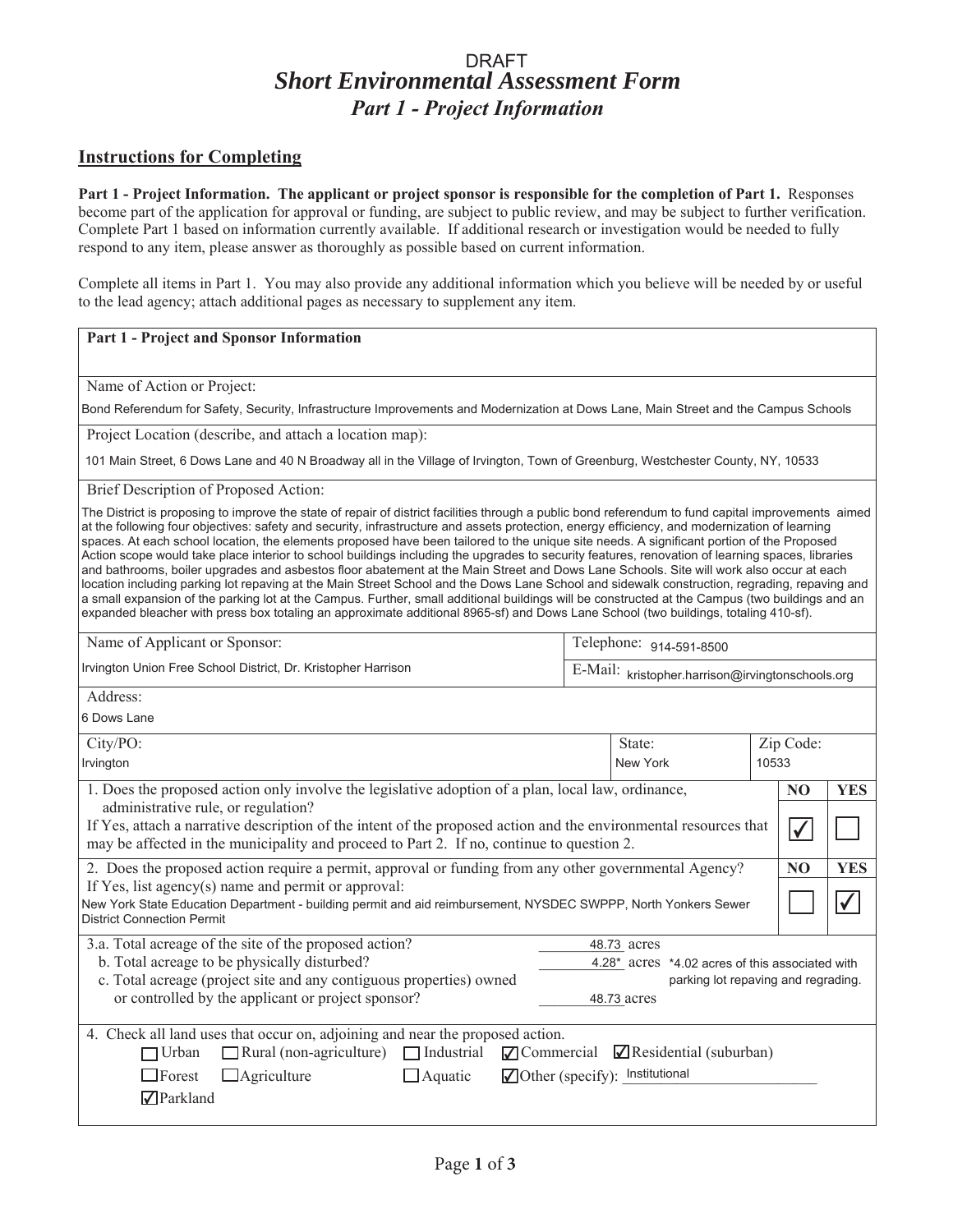DRAFT

# *Short Environmental Assessment Form*

## *Part 1 - Project Information*

### Instructions for Completing

**Part 1 - Project Information. The applicant or project sponsor is responsible for the completion of Part 1.** Responses become part of the application for approval or funding, are subject to public review, and may be subject to further verification. Complete Part 1 based on information currently available. If additional research or investigation would be needed to fully respond to any item, please answer as thoroughly as possible based on current information.

Complete all items in Part 1. You may also provide any additional information which you believe will be needed by or useful to the lead agency; attach additional pages as necessary to supplement any item.

**Part 1 - Project and Sponsor Information**

Name of Action or Project:

Bond Referendum for Safety, Security, Infrastructure Improvements and Modernization at Dows Lane, Main Street and the Campus Schools

Project Location (describe, and attach a location map):

101 Main Street, 6 Dows Lane and 40 N Broadway all in the Village of Irvington, Town of Greenburg, Westchester County, NY, 10533

Brief Description of Proposed Action:

The District is proposing to improve the state of repair of district facilities through a public bond referendum to fund capital improvements aimed at the following four objectives: safety and security, infrastructure and assets protection, energy efficiency, and modernization of learning spaces. At each school location, the elements proposed have been tailored to the unique site needs. A significant portion of the Proposed Action scope would take place interior to school buildings including the upgrades to security features, renovation of learning spaces, libraries and bathrooms, boiler upgrades and asbestos floor abatement at the Main Street and Dows Lane Schools. Site will work also occur at each location including parking lot repaving at the Main Street School and the Dows Lane School and sidewalk construction, regrading, repaving and a small expansion of the parking lot at the Campus. Further, small additional buildings will be constructed at the Campus (two buildings and an expanded bleacher with press box totaling an approximate additional 8965-sf) and Dows Lane School (two buildings, totaling 410-sf).

| Name of Applicant or Sponsor: | Telephone: 914-591-8500 |
|---|---|
| Irvington Union Free School District, Dr. Kristopher Harrison | E-Mail: kristopher.harrison@irvingtonschools.org |

Address:

6 Dows Lane

| City/PO: | State: | Zip Code: |
|---|---|---|
| Irvington | New York | 10533 |

| | NO | YES |
|---|---|---|
| 1. Does the proposed action only involve the legislative adoption of a plan, local law, ordinance, administrative rule, or regulation? If Yes, attach a narrative description of the intent of the proposed action and the environmental resources that may be affected in the municipality and proceed to Part 2. If no, continue to question 2. | ☑ | ☐ |
| 2. Does the proposed action require a permit, approval or funding from any other governmental Agency? If Yes, list agency(s) name and permit or approval: New York State Education Department - building permit and aid reimbursement, NYSDEC SWPPP, North Yonkers Sewer District Connection Permit | ☐ | ☑ |

3.a. Total acreage of the site of the proposed action? 48.73 acres
   b. Total acreage to be physically disturbed? 4.28* acres *4.02 acres of this associated with parking lot repaving and regrading.
   c. Total acreage (project site and any contiguous properties) owned or controlled by the applicant or project sponsor? 48.73 acres

4. Check all land uses that occur on, adjoining and near the proposed action.

☐ Urban ☐ Rural (non-agriculture) ☐ Industrial ☑ Commercial ☑ Residential (suburban)
☐ Forest ☐ Agriculture ☐ Aquatic ☑ Other (specify): Institutional
☑ Parkland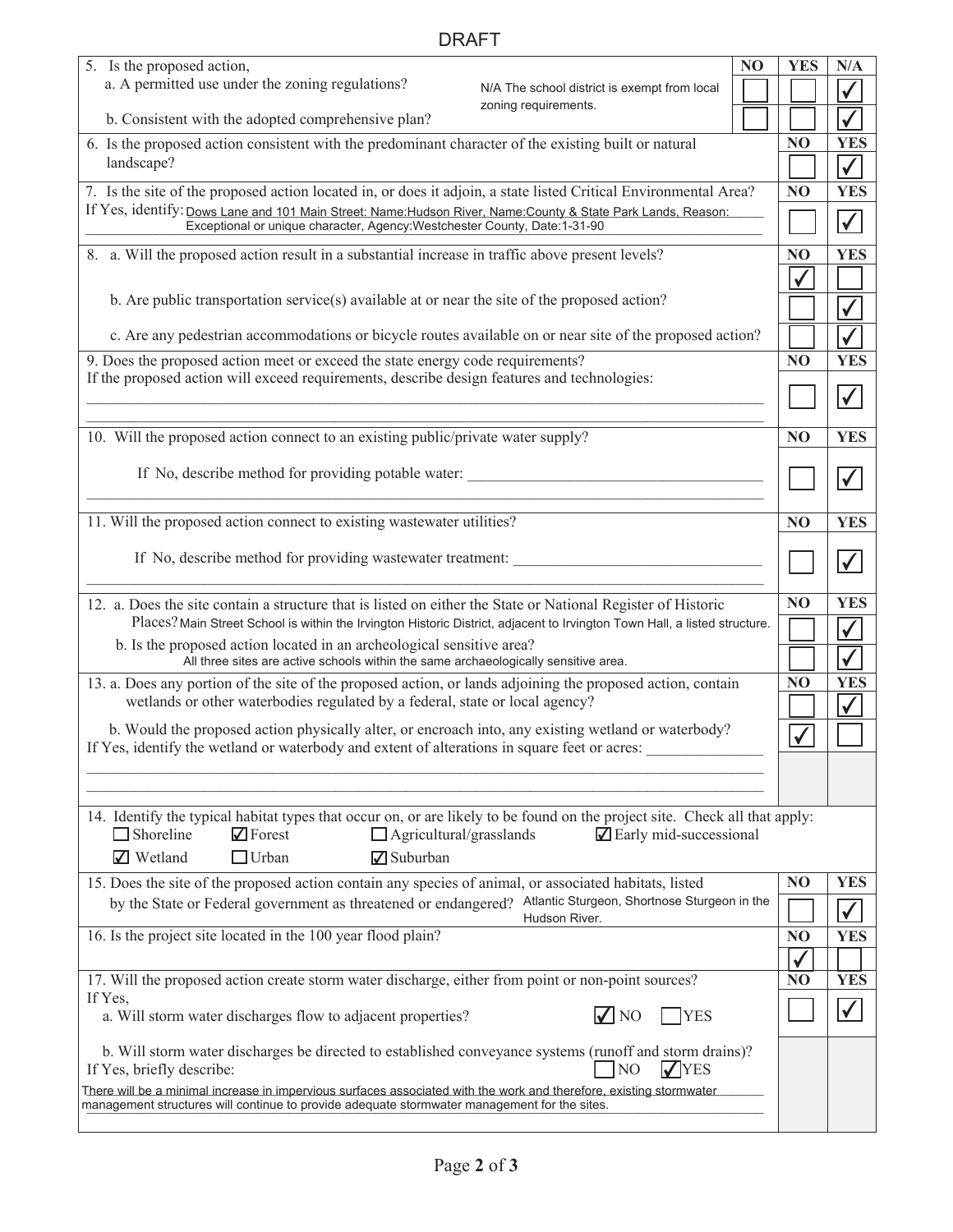DRAFT

| Question | NO | YES | N/A |
|---|---|---|---|
| 5. Is the proposed action, | | | |
| a. A permitted use under the zoning regulations? N/A The school district is exempt from local zoning requirements. | ☐ | ☐ | ☑ |
| b. Consistent with the adopted comprehensive plan? | ☐ | ☐ | ☑ |

| Question | NO | YES |
|---|---|---|
| 6. Is the proposed action consistent with the predominant character of the existing built or natural landscape? | ☐ | ☑ |
| 7. Is the site of the proposed action located in, or does it adjoin, a state listed Critical Environmental Area? If Yes, identify: Dows Lane and 101 Main Street: Name:Hudson River, Name:County & State Park Lands, Reason: Exceptional or unique character, Agency:Westchester County, Date:1-31-90 | ☐ | ☑ |
| 8. a. Will the proposed action result in a substantial increase in traffic above present levels? | ☑ | ☐ |
| b. Are public transportation service(s) available at or near the site of the proposed action? | ☐ | ☑ |
| c. Are any pedestrian accommodations or bicycle routes available on or near site of the proposed action? | ☐ | ☑ |
| 9. Does the proposed action meet or exceed the state energy code requirements? If the proposed action will exceed requirements, describe design features and technologies: | ☐ | ☑ |
| 10. Will the proposed action connect to an existing public/private water supply? If No, describe method for providing potable water: | ☐ | ☑ |
| 11. Will the proposed action connect to existing wastewater utilities? If No, describe method for providing wastewater treatment: | ☐ | ☑ |
| 12. a. Does the site contain a structure that is listed on either the State or National Register of Historic Places? Main Street School is within the Irvington Historic District, adjacent to Irvington Town Hall, a listed structure. | ☐ | ☑ |
| b. Is the proposed action located in an archeological sensitive area? All three sites are active schools within the same archaeologically sensitive area. | ☐ | ☑ |
| 13. a. Does any portion of the site of the proposed action, or lands adjoining the proposed action, contain wetlands or other waterbodies regulated by a federal, state or local agency? | ☐ | ☑ |
| b. Would the proposed action physically alter, or encroach into, any existing wetland or waterbody? If Yes, identify the wetland or waterbody and extent of alterations in square feet or acres: | ☑ | ☐ |

14. Identify the typical habitat types that occur on, or are likely to be found on the project site. Check all that apply:

- ☐ Shoreline
- ☑ Forest
- ☐ Agricultural/grasslands
- ☑ Early mid-successional
- ☑ Wetland
- ☐ Urban
- ☑ Suburban

| Question | NO | YES |
|---|---|---|
| 15. Does the site of the proposed action contain any species of animal, or associated habitats, listed by the State or Federal government as threatened or endangered? Atlantic Sturgeon, Shortnose Sturgeon in the Hudson River. | ☐ | ☑ |
| 16. Is the project site located in the 100 year flood plain? | ☑ | ☐ |
| 17. Will the proposed action create storm water discharge, either from point or non-point sources? | ☐ | ☑ |

If Yes,

a. Will storm water discharges flow to adjacent properties? ☑ NO ☐ YES

b. Will storm water discharges be directed to established conveyance systems (runoff and storm drains)? ☐ NO ☑ YES

If Yes, briefly describe:

There will be a minimal increase in impervious surfaces associated with the work and therefore, existing stormwater management structures will continue to provide adequate stormwater management for the sites.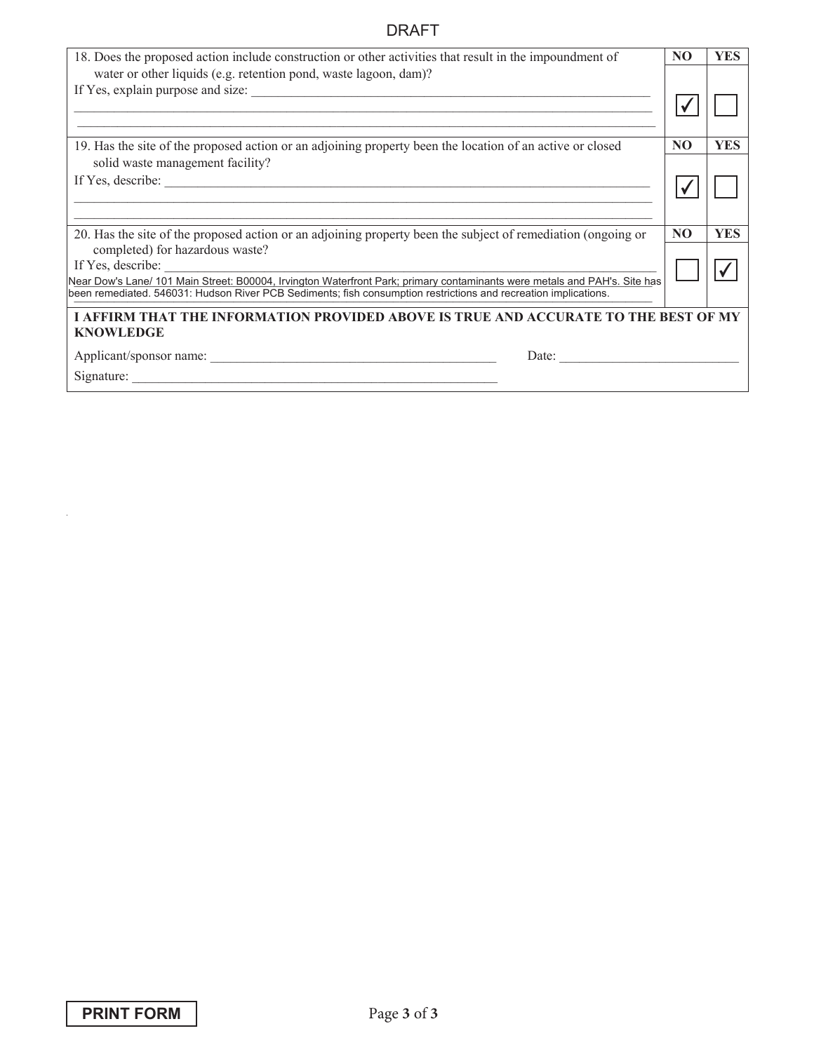DRAFT

| | NO | YES |
|---|---|---|
| 18. Does the proposed action include construction or other activities that result in the impoundment of water or other liquids (e.g. retention pond, waste lagoon, dam)?<br>If Yes, explain purpose and size: | ✓ | |
| 19. Has the site of the proposed action or an adjoining property been the location of an active or closed solid waste management facility?<br>If Yes, describe: | ✓ | |
| 20. Has the site of the proposed action or an adjoining property been the subject of remediation (ongoing or completed) for hazardous waste?<br>If Yes, describe:<br>Near Dow's Lane/ 101 Main Street: B00004, Irvington Waterfront Park; primary contaminants were metals and PAH's. Site has been remediated. 546031: Hudson River PCB Sediments; fish consumption restrictions and recreation implications. | | ✓ |

**I AFFIRM THAT THE INFORMATION PROVIDED ABOVE IS TRUE AND ACCURATE TO THE BEST OF MY KNOWLEDGE**

Applicant/sponsor name: ______________________ Date: ______________________

Signature: ______________________

**PRINT FORM**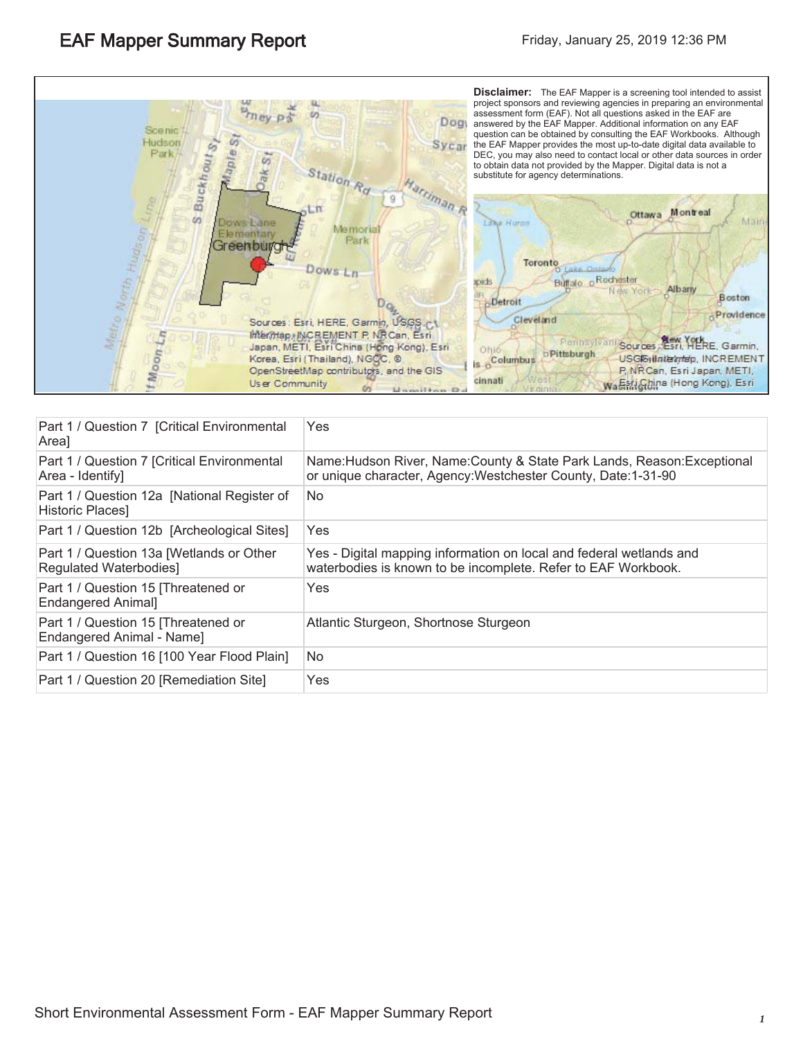# EAF Mapper Summary Report

Friday, January 25, 2019 12:36 PM

**Disclaimer:** The EAF Mapper is a screening tool intended to assist project sponsors and reviewing agencies in preparing an environmental assessment form (EAF). Not all questions asked in the EAF are answered by the EAF Mapper. Additional information on any EAF question can be obtained by consulting the EAF Workbooks. Although the EAF Mapper provides the most up-to-date digital data available to DEC, you may also need to contact local or other data sources in order to obtain data not provided by the Mapper. Digital data is not a substitute for agency determinations.

| Part 1 / Question 7 [Critical Environmental Area] | Yes |
|---|---|
| Part 1 / Question 7 [Critical Environmental Area - Identify] | Name:Hudson River, Name:County & State Park Lands, Reason:Exceptional or unique character, Agency:Westchester County, Date:1-31-90 |
| Part 1 / Question 12a [National Register of Historic Places] | No |
| Part 1 / Question 12b [Archeological Sites] | Yes |
| Part 1 / Question 13a [Wetlands or Other Regulated Waterbodies] | Yes - Digital mapping information on local and federal wetlands and waterbodies is known to be incomplete. Refer to EAF Workbook. |
| Part 1 / Question 15 [Threatened or Endangered Animal] | Yes |
| Part 1 / Question 15 [Threatened or Endangered Animal - Name] | Atlantic Sturgeon, Shortnose Sturgeon |
| Part 1 / Question 16 [100 Year Flood Plain] | No |
| Part 1 / Question 20 [Remediation Site] | Yes |

Short Environmental Assessment Form - EAF Mapper Summary Report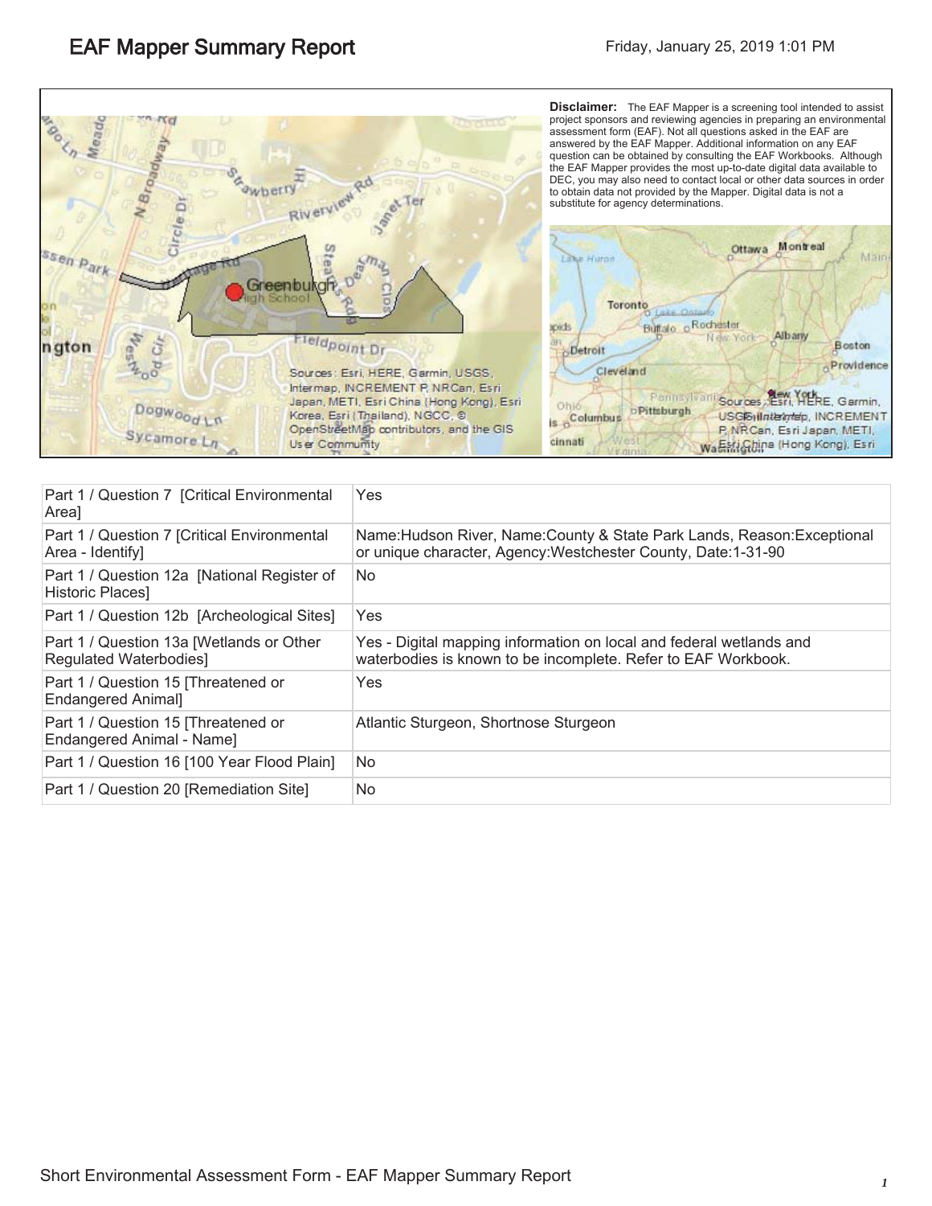# EAF Mapper Summary Report

Friday, January 25, 2019 1:01 PM

**Disclaimer:** The EAF Mapper is a screening tool intended to assist project sponsors and reviewing agencies in preparing an environmental assessment form (EAF). Not all questions asked in the EAF are answered by the EAF Mapper. Additional information on any EAF question can be obtained by consulting the EAF Workbooks. Although the EAF Mapper provides the most up-to-date digital data available to DEC, you may also need to contact local or other data sources in order to obtain data not provided by the Mapper. Digital data is not a substitute for agency determinations.

| Part 1 / Question 7 [Critical Environmental Area] | Yes |
|---|---|
| Part 1 / Question 7 [Critical Environmental Area - Identify] | Name:Hudson River, Name:County & State Park Lands, Reason:Exceptional or unique character, Agency:Westchester County, Date:1-31-90 |
| Part 1 / Question 12a [National Register of Historic Places] | No |
| Part 1 / Question 12b [Archeological Sites] | Yes |
| Part 1 / Question 13a [Wetlands or Other Regulated Waterbodies] | Yes - Digital mapping information on local and federal wetlands and waterbodies is known to be incomplete. Refer to EAF Workbook. |
| Part 1 / Question 15 [Threatened or Endangered Animal] | Yes |
| Part 1 / Question 15 [Threatened or Endangered Animal - Name] | Atlantic Sturgeon, Shortnose Sturgeon |
| Part 1 / Question 16 [100 Year Flood Plain] | No |
| Part 1 / Question 20 [Remediation Site] | No |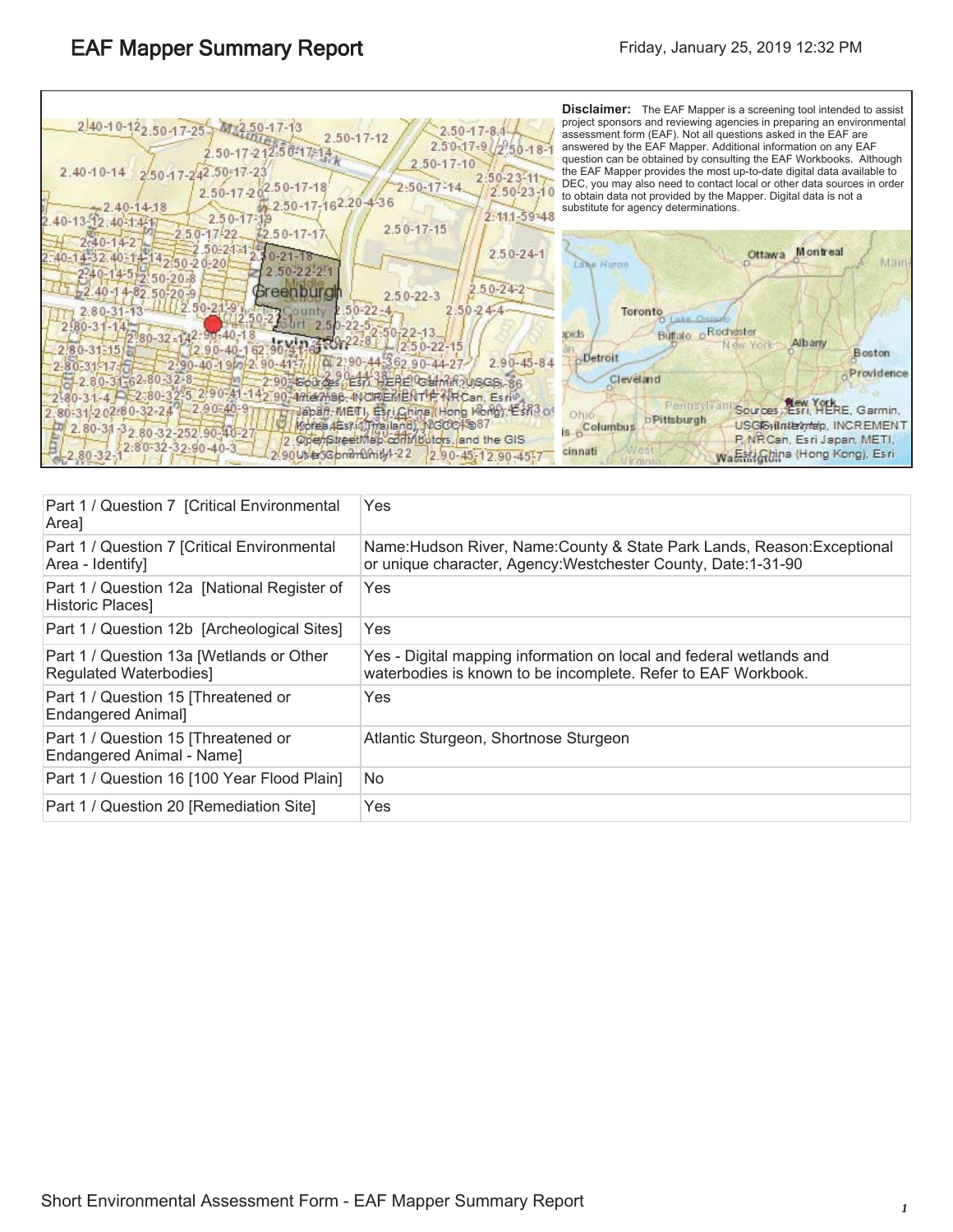# EAF Mapper Summary Report

Friday, January 25, 2019 12:32 PM

**Disclaimer:** The EAF Mapper is a screening tool intended to assist project sponsors and reviewing agencies in preparing an environmental assessment form (EAF). Not all questions asked in the EAF are answered by the EAF Mapper. Additional information on any EAF question can be obtained by consulting the EAF Workbooks. Although the EAF Mapper provides the most up-to-date digital data available to DEC, you may also need to contact local or other data sources in order to obtain data not provided by the Mapper. Digital data is not a substitute for agency determinations.

| | |
|---|---|
| Part 1 / Question 7 [Critical Environmental Area] | Yes |
| Part 1 / Question 7 [Critical Environmental Area - Identify] | Name:Hudson River, Name:County & State Park Lands, Reason:Exceptional or unique character, Agency:Westchester County, Date:1-31-90 |
| Part 1 / Question 12a [National Register of Historic Places] | Yes |
| Part 1 / Question 12b [Archeological Sites] | Yes |
| Part 1 / Question 13a [Wetlands or Other Regulated Waterbodies] | Yes - Digital mapping information on local and federal wetlands and waterbodies is known to be incomplete. Refer to EAF Workbook. |
| Part 1 / Question 15 [Threatened or Endangered Animal] | Yes |
| Part 1 / Question 15 [Threatened or Endangered Animal - Name] | Atlantic Sturgeon, Shortnose Sturgeon |
| Part 1 / Question 16 [100 Year Flood Plain] | No |
| Part 1 / Question 20 [Remediation Site] | Yes |

Short Environmental Assessment Form - EAF Mapper Summary Report